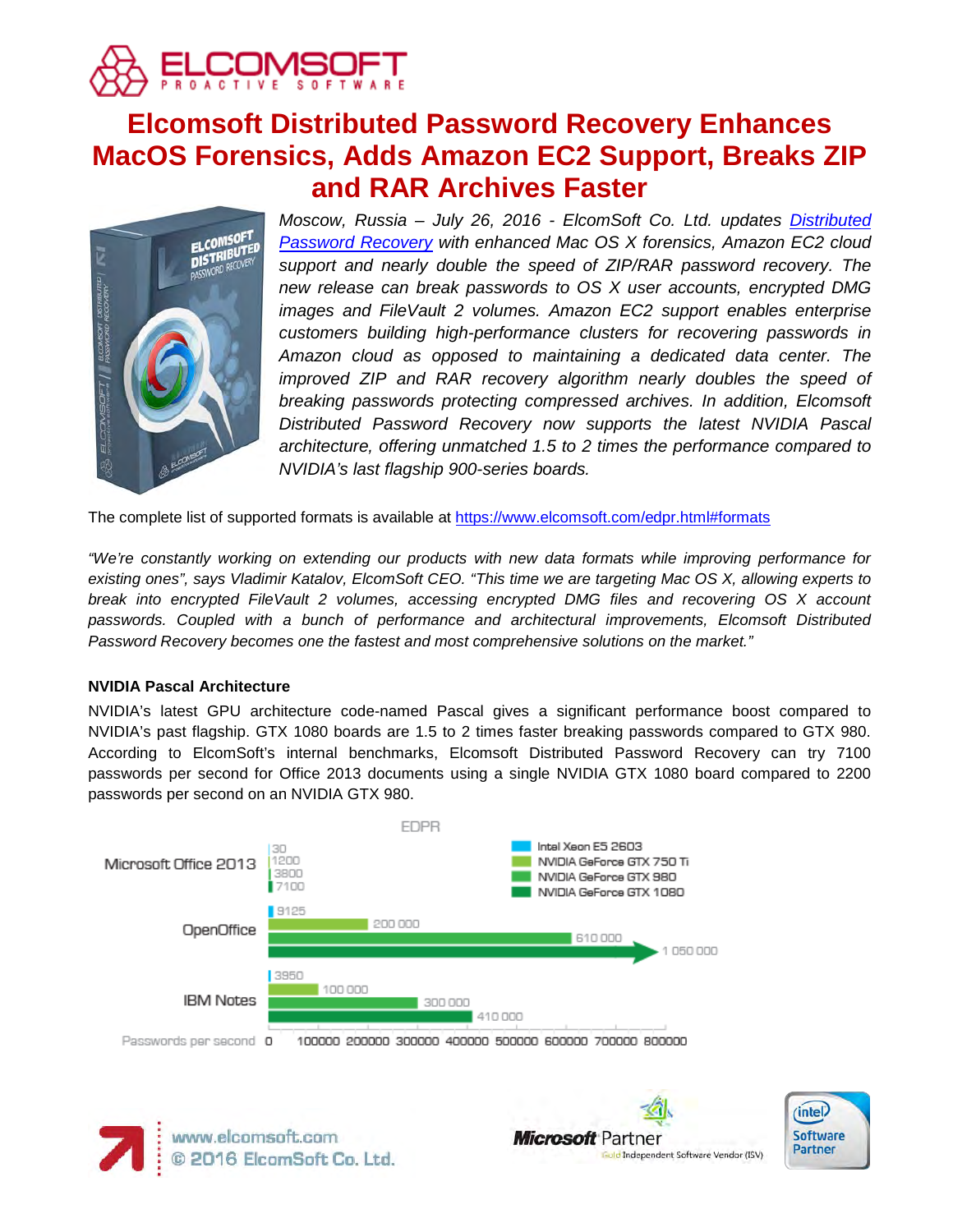# Elcomsoft Distributed Password Recovery Enhances MacOS Forensics, Adds Amazon EC2 Support, Breaks ZIP and RAR Archives Faster

*Moscow, Russia – July 26, 2016 - ElcomSoft Co. Ltd. updates [Distributed Password Recovery](https://www.elcomsoft.com/edpr.html) with enhanced Mac OS X forensics, Amazon EC2 cloud support and nearly double the speed of ZIP/RAR password recovery. The new release can break passwords to OS X user accounts, encrypted DMG images and FileVault 2 volumes. Amazon EC2 support enables enterprise customers building high-performance clusters for recovering passwords in Amazon cloud as opposed to maintaining a dedicated data center. The improved ZIP and RAR recovery algorithm nearly doubles the speed of breaking passwords protecting compressed archives. In addition, Elcomsoft Distributed Password Recovery now supports the latest NVIDIA Pascal architecture, offering unmatched 1.5 to 2 times the performance compared to NVIDIA's last flagship 900-series boards.*

The complete list of supported formats is available at https://www.elcomsoft.com/edpr.html#formats

*"We're constantly working on extending our products with new data formats while improving performance for existing ones", says Vladimir Katalov, ElcomSoft CEO. "This time we are targeting Mac OS X, allowing experts to break into encrypted FileVault 2 volumes, accessing encrypted DMG files and recovering OS X account passwords. Coupled with a bunch of performance and architectural improvements, Elcomsoft Distributed Password Recovery becomes one the fastest and most comprehensive solutions on the market."*

### NVIDIA Pascal Architecture

NVIDIA's latest GPU architecture code-named Pascal gives a significant performance boost compared to NVIDIA's past flagship. GTX 1080 boards are 1.5 to 2 times faster breaking passwords compared to GTX 980. According to ElcomSoft's internal benchmarks, Elcomsoft Distributed Password Recovery can try 7100 passwords per second for Office 2013 documents using a single NVIDIA GTX 1080 board compared to 2200 passwords per second on an NVIDIA GTX 980.

EDPR (Passwords per second)

| | Intel Xeon E5 2603 | NVIDIA GeForce GTX 750 Ti | NVIDIA GeForce GTX 980 | NVIDIA GeForce GTX 1080 |
|---|---|---|---|---|
| Microsoft Office 2013 | 30 | 1200 | 3800 | 7100 |
| OpenOffice | 9125 | 200 000 | 610 000 | 1 050 000 |
| IBM Notes | 3950 | 100 000 | 300 000 | 410 000 |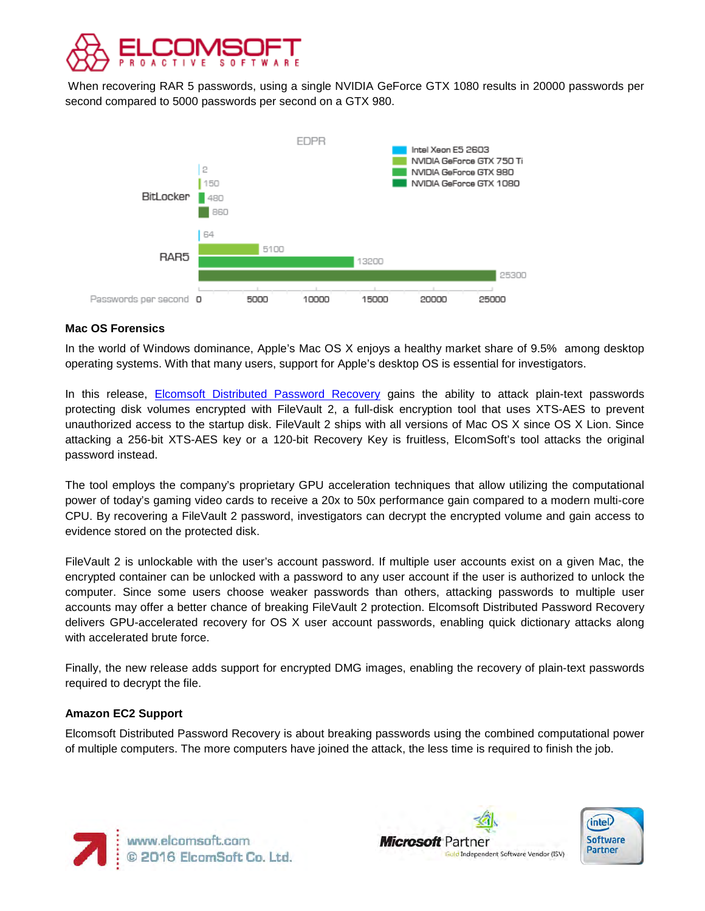When recovering RAR 5 passwords, using a single NVIDIA GeForce GTX 1080 results in 20000 passwords per second compared to 5000 passwords per second on a GTX 980.

EDPR

| | Intel Xeon E5 2603 | NVIDIA GeForce GTX 750 Ti | NVIDIA GeForce GTX 980 | NVIDIA GeForce GTX 1080 |
|---|---|---|---|---|
| BitLocker | 2 | 150 | 480 | 860 |
| RAR5 | 64 | 5100 | 13200 | 25300 |

Passwords per second

### Mac OS Forensics

In the world of Windows dominance, Apple's Mac OS X enjoys a healthy market share of 9.5% among desktop operating systems. With that many users, support for Apple's desktop OS is essential for investigators.

In this release, Elcomsoft Distributed Password Recovery gains the ability to attack plain-text passwords protecting disk volumes encrypted with FileVault 2, a full-disk encryption tool that uses XTS-AES to prevent unauthorized access to the startup disk. FileVault 2 ships with all versions of Mac OS X since OS X Lion. Since attacking a 256-bit XTS-AES key or a 120-bit Recovery Key is fruitless, ElcomSoft's tool attacks the original password instead.

The tool employs the company's proprietary GPU acceleration techniques that allow utilizing the computational power of today's gaming video cards to receive a 20x to 50x performance gain compared to a modern multi-core CPU. By recovering a FileVault 2 password, investigators can decrypt the encrypted volume and gain access to evidence stored on the protected disk.

FileVault 2 is unlockable with the user's account password. If multiple user accounts exist on a given Mac, the encrypted container can be unlocked with a password to any user account if the user is authorized to unlock the computer. Since some users choose weaker passwords than others, attacking passwords to multiple user accounts may offer a better chance of breaking FileVault 2 protection. Elcomsoft Distributed Password Recovery delivers GPU-accelerated recovery for OS X user account passwords, enabling quick dictionary attacks along with accelerated brute force.

Finally, the new release adds support for encrypted DMG images, enabling the recovery of plain-text passwords required to decrypt the file.

### Amazon EC2 Support

Elcomsoft Distributed Password Recovery is about breaking passwords using the combined computational power of multiple computers. The more computers have joined the attack, the less time is required to finish the job.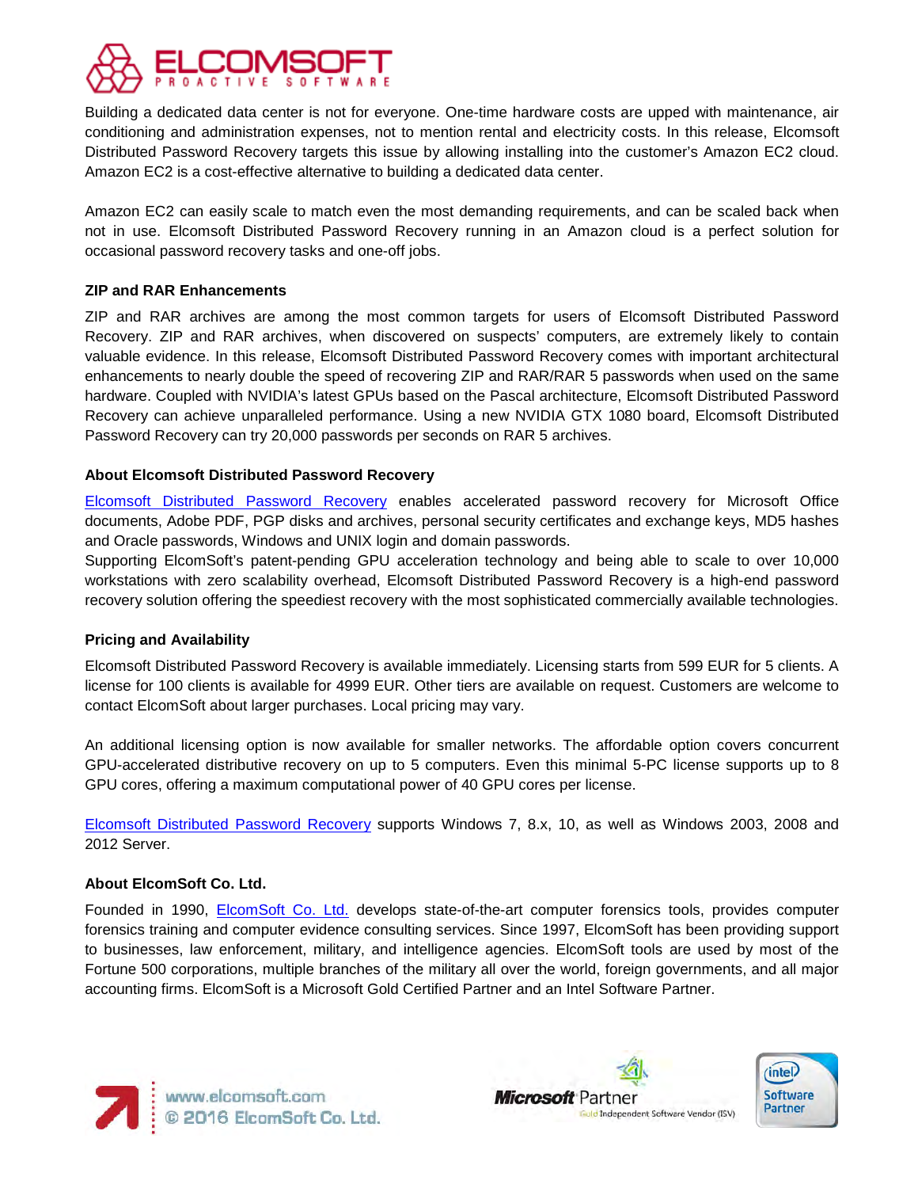Building a dedicated data center is not for everyone. One-time hardware costs are upped with maintenance, air conditioning and administration expenses, not to mention rental and electricity costs. In this release, Elcomsoft Distributed Password Recovery targets this issue by allowing installing into the customer's Amazon EC2 cloud. Amazon EC2 is a cost-effective alternative to building a dedicated data center.

Amazon EC2 can easily scale to match even the most demanding requirements, and can be scaled back when not in use. Elcomsoft Distributed Password Recovery running in an Amazon cloud is a perfect solution for occasional password recovery tasks and one-off jobs.

**ZIP and RAR Enhancements**

ZIP and RAR archives are among the most common targets for users of Elcomsoft Distributed Password Recovery. ZIP and RAR archives, when discovered on suspects' computers, are extremely likely to contain valuable evidence. In this release, Elcomsoft Distributed Password Recovery comes with important architectural enhancements to nearly double the speed of recovering ZIP and RAR/RAR 5 passwords when used on the same hardware. Coupled with NVIDIA's latest GPUs based on the Pascal architecture, Elcomsoft Distributed Password Recovery can achieve unparalleled performance. Using a new NVIDIA GTX 1080 board, Elcomsoft Distributed Password Recovery can try 20,000 passwords per seconds on RAR 5 archives.

**About Elcomsoft Distributed Password Recovery**

Elcomsoft Distributed Password Recovery enables accelerated password recovery for Microsoft Office documents, Adobe PDF, PGP disks and archives, personal security certificates and exchange keys, MD5 hashes and Oracle passwords, Windows and UNIX login and domain passwords.
Supporting ElcomSoft's patent-pending GPU acceleration technology and being able to scale to over 10,000 workstations with zero scalability overhead, Elcomsoft Distributed Password Recovery is a high-end password recovery solution offering the speediest recovery with the most sophisticated commercially available technologies.

**Pricing and Availability**

Elcomsoft Distributed Password Recovery is available immediately. Licensing starts from 599 EUR for 5 clients. A license for 100 clients is available for 4999 EUR. Other tiers are available on request. Customers are welcome to contact ElcomSoft about larger purchases. Local pricing may vary.

An additional licensing option is now available for smaller networks. The affordable option covers concurrent GPU-accelerated distributive recovery on up to 5 computers. Even this minimal 5-PC license supports up to 8 GPU cores, offering a maximum computational power of 40 GPU cores per license.

Elcomsoft Distributed Password Recovery supports Windows 7, 8.x, 10, as well as Windows 2003, 2008 and 2012 Server.

**About ElcomSoft Co. Ltd.**

Founded in 1990, ElcomSoft Co. Ltd. develops state-of-the-art computer forensics tools, provides computer forensics training and computer evidence consulting services. Since 1997, ElcomSoft has been providing support to businesses, law enforcement, military, and intelligence agencies. ElcomSoft tools are used by most of the Fortune 500 corporations, multiple branches of the military all over the world, foreign governments, and all major accounting firms. ElcomSoft is a Microsoft Gold Certified Partner and an Intel Software Partner.